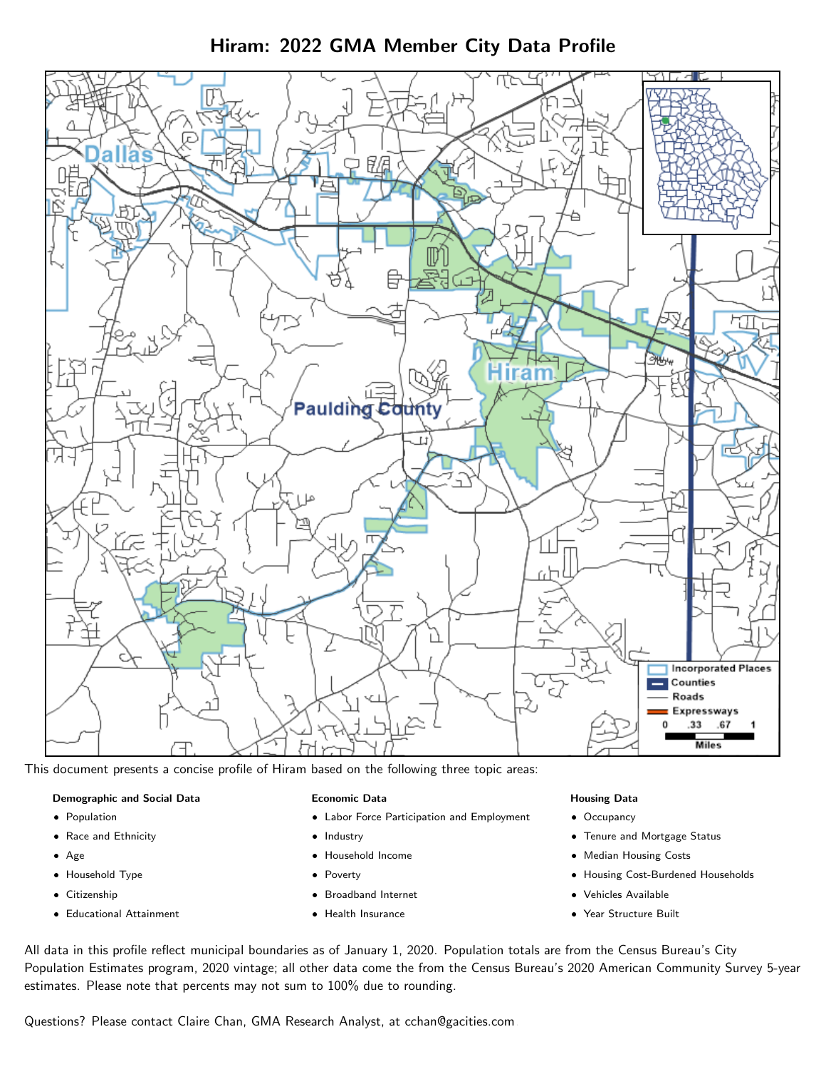# Hiram: 2022 GMA Member City Data Profile

This document presents a concise profile of Hiram based on the following three topic areas:

**Demographic and Social Data**

- Population
- Race and Ethnicity
- Age
- Household Type
- Citizenship
- Educational Attainment

**Economic Data**

- Labor Force Participation and Employment
- Industry
- Household Income
- Poverty
- Broadband Internet
- Health Insurance

**Housing Data**

- Occupancy
- Tenure and Mortgage Status
- Median Housing Costs
- Housing Cost-Burdened Households
- Vehicles Available
- Year Structure Built

All data in this profile reflect municipal boundaries as of January 1, 2020. Population totals are from the Census Bureau's City Population Estimates program, 2020 vintage; all other data come the from the Census Bureau's 2020 American Community Survey 5-year estimates. Please note that percents may not sum to 100% due to rounding.

Questions? Please contact Claire Chan, GMA Research Analyst, at cchan@gacities.com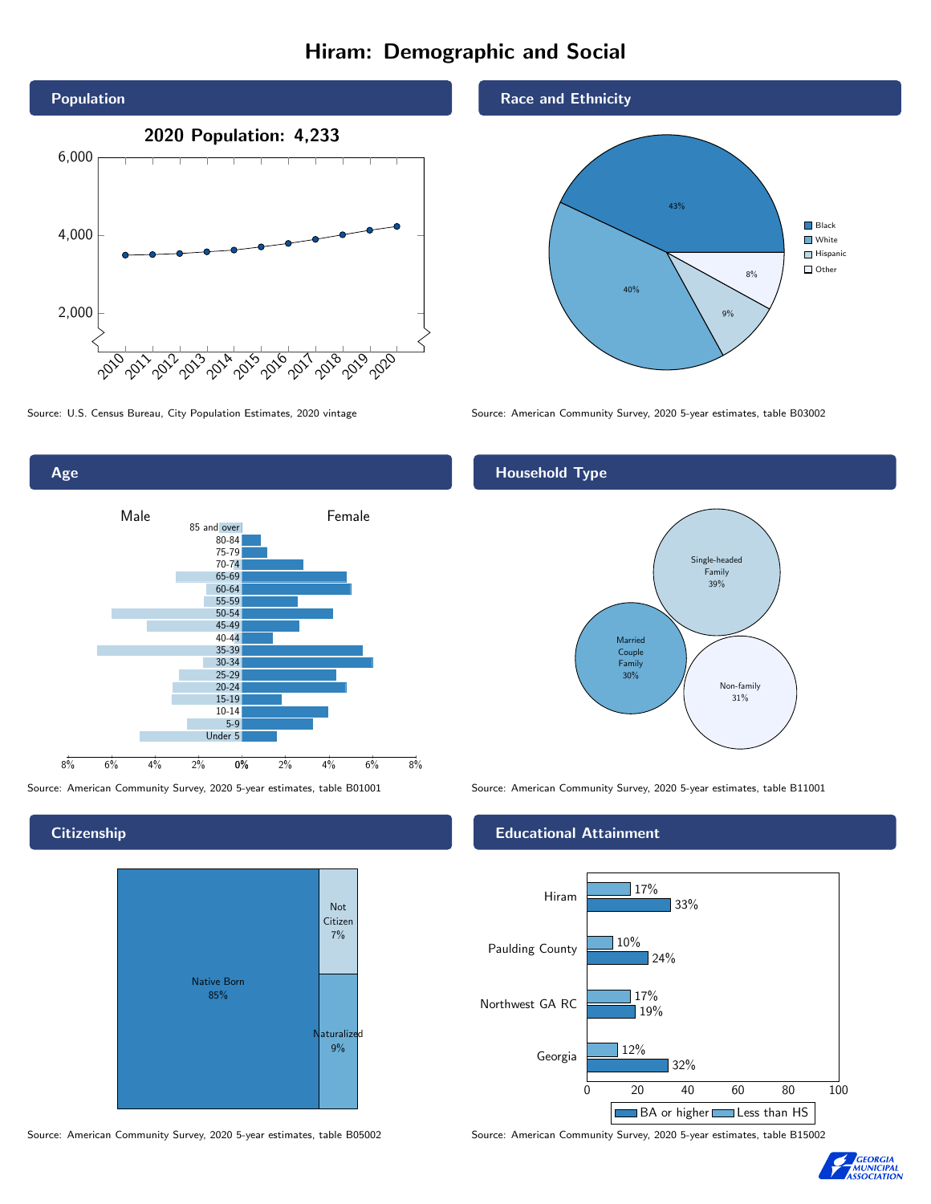# Hiram: Demographic and Social

## Population

**2020 Population: 4,233**

Source: U.S. Census Bureau, City Population Estimates, 2020 vintage

## Race and Ethnicity

| Race/Ethnicity | Percent |
|---|---|
| Black | 43% |
| White | 40% |
| Hispanic | 9% |
| Other | 8% |

Source: American Community Survey, 2020 5-year estimates, table B03002

## Age

Male / Female

Age groups: 85 and over, 80-84, 75-79, 70-74, 65-69, 60-64, 55-59, 50-54, 45-49, 40-44, 35-39, 30-34, 25-29, 20-24, 15-19, 10-14, 5-9, Under 5

Source: American Community Survey, 2020 5-year estimates, table B01001

## Household Type

| Household Type | Percent |
|---|---|
| Single-headed Family | 39% |
| Married Couple Family | 30% |
| Non-family | 31% |

Source: American Community Survey, 2020 5-year estimates, table B11001

## Citizenship

| Citizenship | Percent |
|---|---|
| Native Born | 85% |
| Not Citizen | 7% |
| Naturalized | 9% |

Source: American Community Survey, 2020 5-year estimates, table B05002

## Educational Attainment

| Area | Less than HS | BA or higher |
|---|---|---|
| Hiram | 17% | 33% |
| Paulding County | 10% | 24% |
| Northwest GA RC | 17% | 19% |
| Georgia | 12% | 32% |

Source: American Community Survey, 2020 5-year estimates, table B15002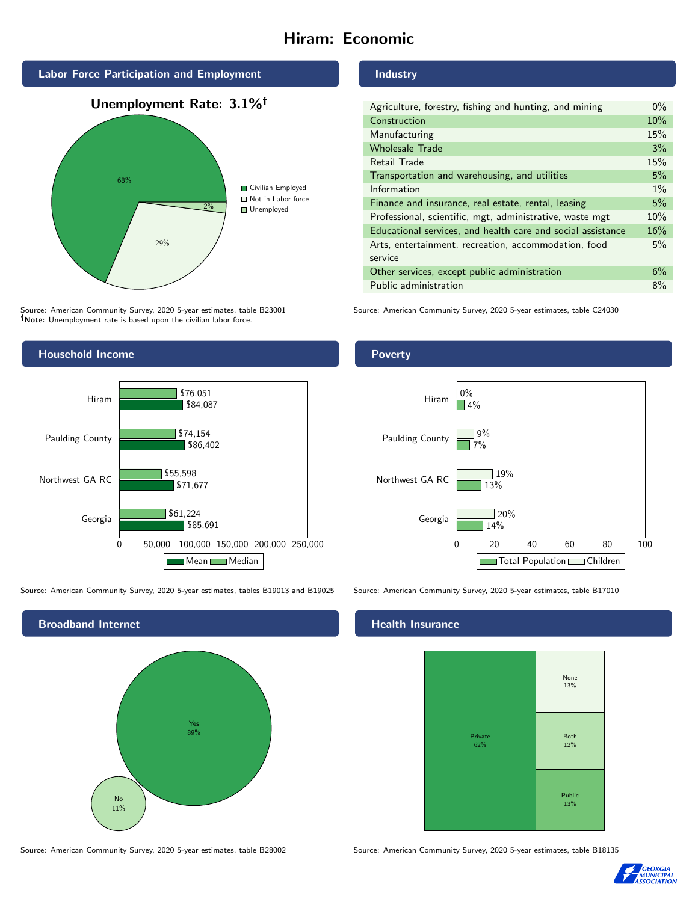# Hiram: Economic

## Labor Force Participation and Employment

**Unemployment Rate: 3.1%†**

| Category | Percent |
|---|---|
| Civilian Employed | 68% |
| Not in Labor force | 29% |
| Unemployed | 2% |

Source: American Community Survey, 2020 5-year estimates, table B23001
**†Note:** Unemployment rate is based upon the civilian labor force.

## Industry

| Industry | Percent |
|---|---|
| Agriculture, forestry, fishing and hunting, and mining | 0% |
| Construction | 10% |
| Manufacturing | 15% |
| Wholesale Trade | 3% |
| Retail Trade | 15% |
| Transportation and warehousing, and utilities | 5% |
| Information | 1% |
| Finance and insurance, real estate, rental, leasing | 5% |
| Professional, scientific, mgt, administrative, waste mgt | 10% |
| Educational services, and health care and social assistance | 16% |
| Arts, entertainment, recreation, accommodation, food service | 5% |
| Other services, except public administration | 6% |
| Public administration | 8% |

Source: American Community Survey, 2020 5-year estimates, table C24030

## Household Income

| Area | Median | Mean |
|---|---|---|
| Hiram | $76,051 | $84,087 |
| Paulding County | $74,154 | $86,402 |
| Northwest GA RC | $55,598 | $71,677 |
| Georgia | $61,224 | $85,691 |

Source: American Community Survey, 2020 5-year estimates, tables B19013 and B19025

## Poverty

| Area | Children | Total Population |
|---|---|---|
| Hiram | 0% | 4% |
| Paulding County | 9% | 7% |
| Northwest GA RC | 19% | 13% |
| Georgia | 20% | 14% |

Source: American Community Survey, 2020 5-year estimates, table B17010

## Broadband Internet

| Response | Percent |
|---|---|
| Yes | 89% |
| No | 11% |

Source: American Community Survey, 2020 5-year estimates, table B28002

## Health Insurance

| Type | Percent |
|---|---|
| Private | 62% |
| None | 13% |
| Both | 12% |
| Public | 13% |

Source: American Community Survey, 2020 5-year estimates, table B18135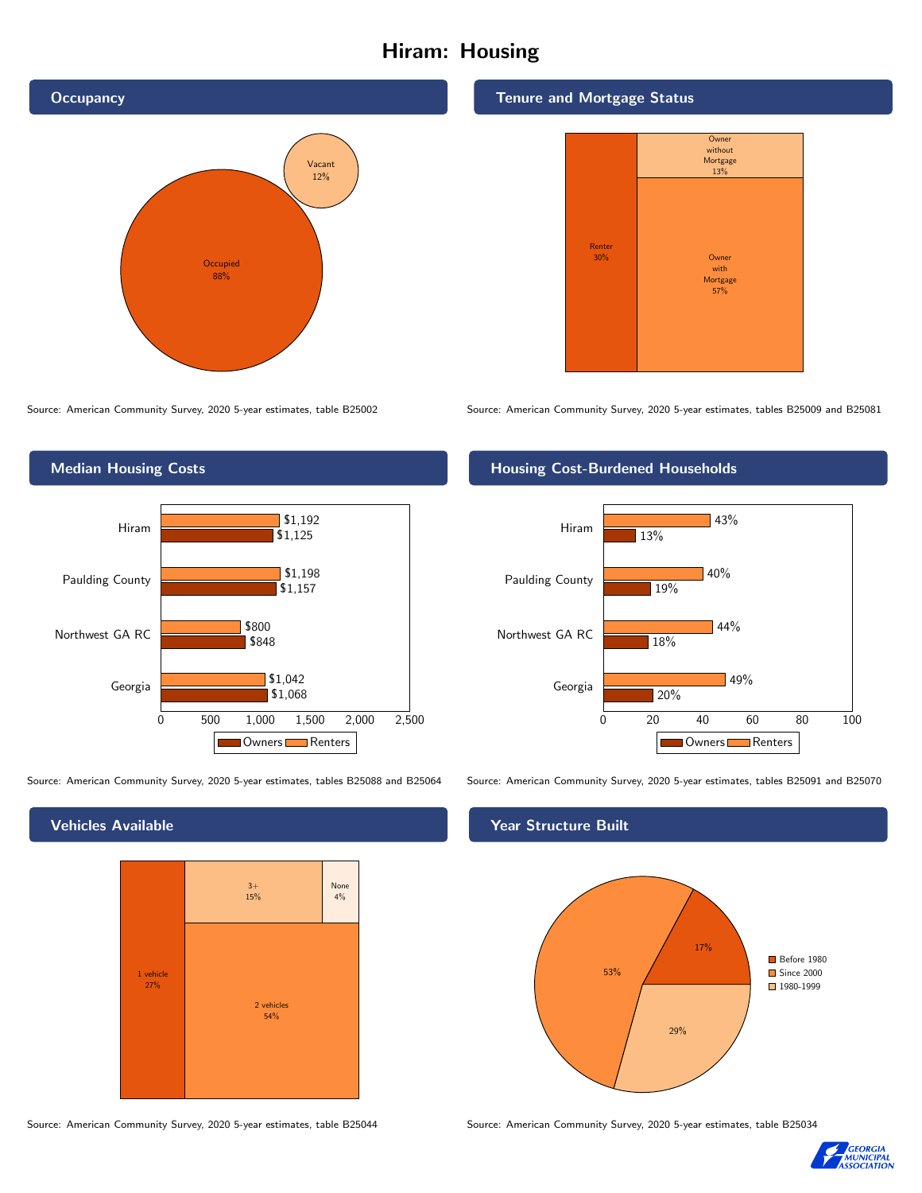# Hiram: Housing

## Occupancy

Vacant
12%

Occupied
88%

Source: American Community Survey, 2020 5-year estimates, table B25002

## Tenure and Mortgage Status

Owner without Mortgage
13%

Renter
30%

Owner with Mortgage
57%

Source: American Community Survey, 2020 5-year estimates, tables B25009 and B25081

## Median Housing Costs

Hiram
$1,192
$1,125

Paulding County
$1,198
$1,157

Northwest GA RC
$800
$848

Georgia
$1,042
$1,068

0
500
1,000
1,500
2,000
2,500

Owners
Renters

Source: American Community Survey, 2020 5-year estimates, tables B25088 and B25064

## Housing Cost-Burdened Households

Hiram
43%
13%

Paulding County
40%
19%

Northwest GA RC
44%
18%

Georgia
49%
20%

0
20
40
60
80
100

Owners
Renters

Source: American Community Survey, 2020 5-year estimates, tables B25091 and B25070

## Vehicles Available

3+
15%

None
4%

1 vehicle
27%

2 vehicles
54%

Source: American Community Survey, 2020 5-year estimates, table B25044

## Year Structure Built

17%
53%
29%

Before 1980
Since 2000
1980-1999

Source: American Community Survey, 2020 5-year estimates, table B25034